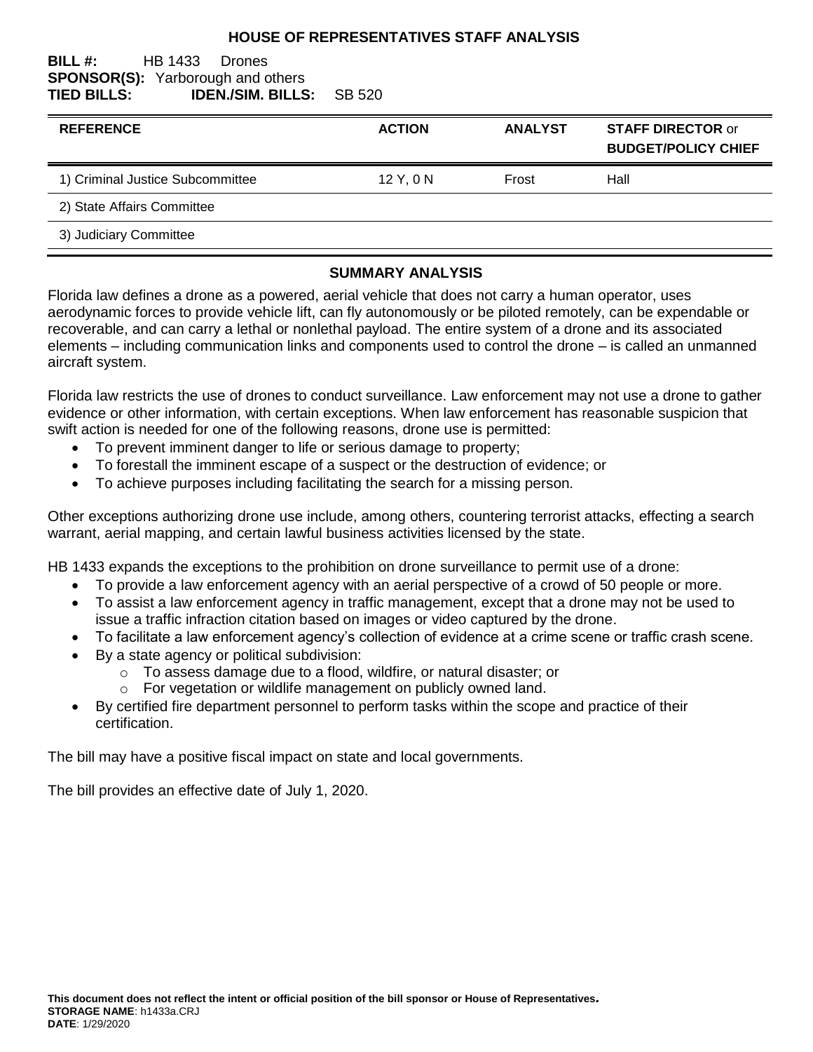# HOUSE OF REPRESENTATIVES STAFF ANALYSIS

**BILL #:** HB 1433 Drones
**SPONSOR(S):** Yarborough and others
**TIED BILLS:** **IDEN./SIM. BILLS:** SB 520

| REFERENCE | ACTION | ANALYST | STAFF DIRECTOR or BUDGET/POLICY CHIEF |
|---|---|---|---|
| 1) Criminal Justice Subcommittee | 12 Y, 0 N | Frost | Hall |
| 2) State Affairs Committee | | | |
| 3) Judiciary Committee | | | |

## SUMMARY ANALYSIS

Florida law defines a drone as a powered, aerial vehicle that does not carry a human operator, uses aerodynamic forces to provide vehicle lift, can fly autonomously or be piloted remotely, can be expendable or recoverable, and can carry a lethal or nonlethal payload. The entire system of a drone and its associated elements – including communication links and components used to control the drone – is called an unmanned aircraft system.

Florida law restricts the use of drones to conduct surveillance. Law enforcement may not use a drone to gather evidence or other information, with certain exceptions. When law enforcement has reasonable suspicion that swift action is needed for one of the following reasons, drone use is permitted:

- To prevent imminent danger to life or serious damage to property;
- To forestall the imminent escape of a suspect or the destruction of evidence; or
- To achieve purposes including facilitating the search for a missing person.

Other exceptions authorizing drone use include, among others, countering terrorist attacks, effecting a search warrant, aerial mapping, and certain lawful business activities licensed by the state.

HB 1433 expands the exceptions to the prohibition on drone surveillance to permit use of a drone:

- To provide a law enforcement agency with an aerial perspective of a crowd of 50 people or more.
- To assist a law enforcement agency in traffic management, except that a drone may not be used to issue a traffic infraction citation based on images or video captured by the drone.
- To facilitate a law enforcement agency's collection of evidence at a crime scene or traffic crash scene.
- By a state agency or political subdivision:
  - To assess damage due to a flood, wildfire, or natural disaster; or
  - For vegetation or wildlife management on publicly owned land.
- By certified fire department personnel to perform tasks within the scope and practice of their certification.

The bill may have a positive fiscal impact on state and local governments.

The bill provides an effective date of July 1, 2020.

**This document does not reflect the intent or official position of the bill sponsor or House of Representatives.**
**STORAGE NAME**: h1433a.CRJ
**DATE**: 1/29/2020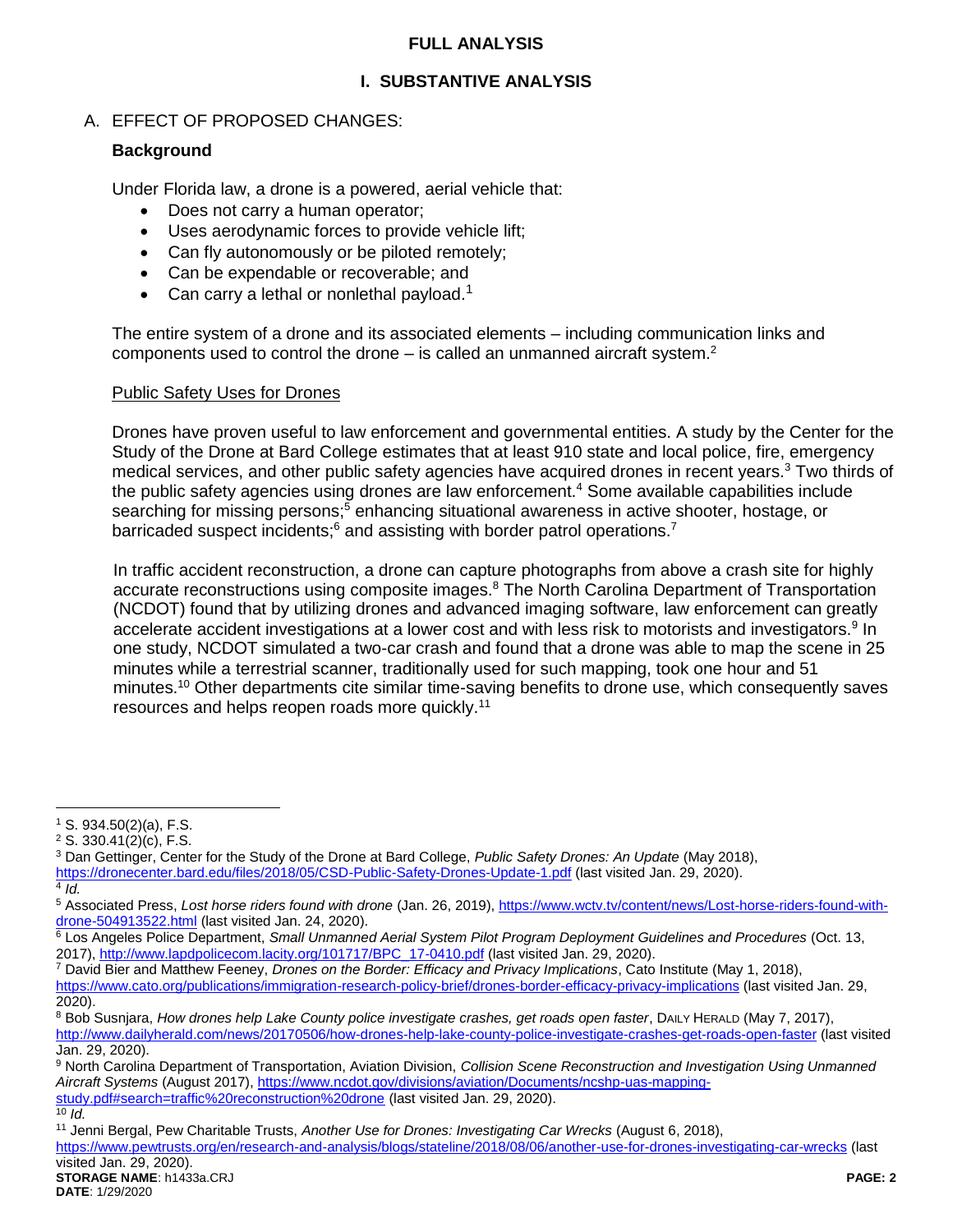# FULL ANALYSIS

## I. SUBSTANTIVE ANALYSIS

A. EFFECT OF PROPOSED CHANGES:

**Background**

Under Florida law, a drone is a powered, aerial vehicle that:

- Does not carry a human operator;
- Uses aerodynamic forces to provide vehicle lift;
- Can fly autonomously or be piloted remotely;
- Can be expendable or recoverable; and
- Can carry a lethal or nonlethal payload.[1]

The entire system of a drone and its associated elements – including communication links and components used to control the drone – is called an unmanned aircraft system.[2]

Public Safety Uses for Drones

Drones have proven useful to law enforcement and governmental entities. A study by the Center for the Study of the Drone at Bard College estimates that at least 910 state and local police, fire, emergency medical services, and other public safety agencies have acquired drones in recent years.[3] Two thirds of the public safety agencies using drones are law enforcement.[4] Some available capabilities include searching for missing persons;[5] enhancing situational awareness in active shooter, hostage, or barricaded suspect incidents;[6] and assisting with border patrol operations.[7]

In traffic accident reconstruction, a drone can capture photographs from above a crash site for highly accurate reconstructions using composite images.[8] The North Carolina Department of Transportation (NCDOT) found that by utilizing drones and advanced imaging software, law enforcement can greatly accelerate accident investigations at a lower cost and with less risk to motorists and investigators.[9] In one study, NCDOT simulated a two-car crash and found that a drone was able to map the scene in 25 minutes while a terrestrial scanner, traditionally used for such mapping, took one hour and 51 minutes.[10] Other departments cite similar time-saving benefits to drone use, which consequently saves resources and helps reopen roads more quickly.[11]

---

[1] S. 934.50(2)(a), F.S.

[2] S. 330.41(2)(c), F.S.

[3] Dan Gettinger, Center for the Study of the Drone at Bard College, *Public Safety Drones: An Update* (May 2018), https://dronecenter.bard.edu/files/2018/05/CSD-Public-Safety-Drones-Update-1.pdf (last visited Jan. 29, 2020).

[4] *Id.*

[5] Associated Press, *Lost horse riders found with drone* (Jan. 26, 2019), https://www.wctv.tv/content/news/Lost-horse-riders-found-with-drone-504913522.html (last visited Jan. 24, 2020).

[6] Los Angeles Police Department, *Small Unmanned Aerial System Pilot Program Deployment Guidelines and Procedures* (Oct. 13, 2017), http://www.lapdpolicecom.lacity.org/101717/BPC_17-0410.pdf (last visited Jan. 29, 2020).

[7] David Bier and Matthew Feeney, *Drones on the Border: Efficacy and Privacy Implications*, Cato Institute (May 1, 2018), https://www.cato.org/publications/immigration-research-policy-brief/drones-border-efficacy-privacy-implications (last visited Jan. 29, 2020).

[8] Bob Susnjara, *How drones help Lake County police investigate crashes, get roads open faster*, DAILY HERALD (May 7, 2017), http://www.dailyherald.com/news/20170506/how-drones-help-lake-county-police-investigate-crashes-get-roads-open-faster (last visited Jan. 29, 2020).

[9] North Carolina Department of Transportation, Aviation Division, *Collision Scene Reconstruction and Investigation Using Unmanned Aircraft Systems* (August 2017), https://www.ncdot.gov/divisions/aviation/Documents/ncshp-uas-mapping-study.pdf#search=traffic%20reconstruction%20drone (last visited Jan. 29, 2020).

[10] *Id.*

[11] Jenni Bergal, Pew Charitable Trusts, *Another Use for Drones: Investigating Car Wrecks* (August 6, 2018), https://www.pewtrusts.org/en/research-and-analysis/blogs/stateline/2018/08/06/another-use-for-drones-investigating-car-wrecks (last visited Jan. 29, 2020).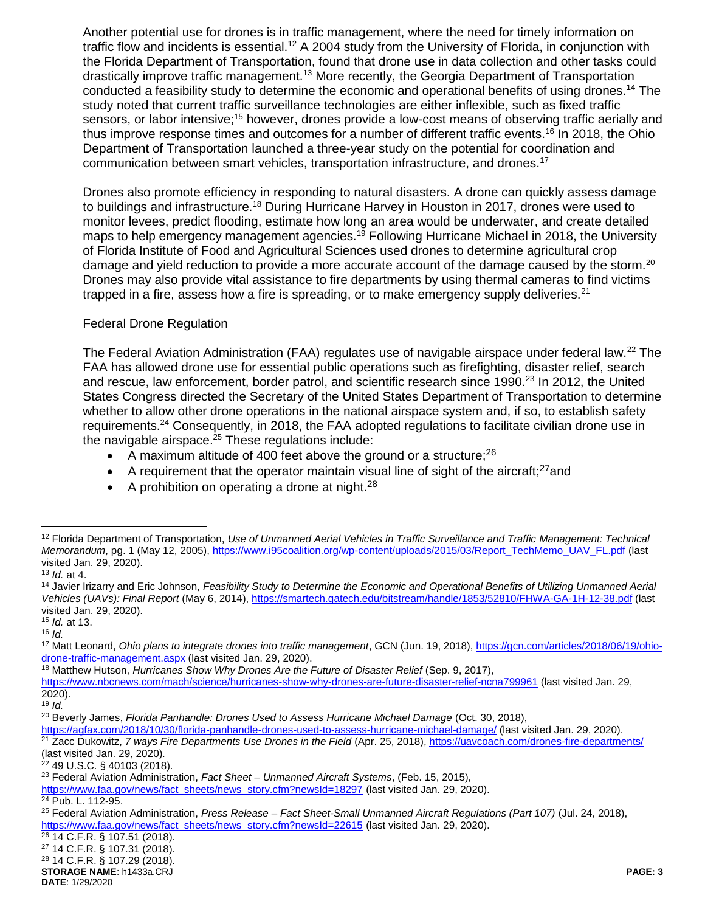Another potential use for drones is in traffic management, where the need for timely information on traffic flow and incidents is essential.[12] A 2004 study from the University of Florida, in conjunction with the Florida Department of Transportation, found that drone use in data collection and other tasks could drastically improve traffic management.[13] More recently, the Georgia Department of Transportation conducted a feasibility study to determine the economic and operational benefits of using drones.[14] The study noted that current traffic surveillance technologies are either inflexible, such as fixed traffic sensors, or labor intensive;[15] however, drones provide a low-cost means of observing traffic aerially and thus improve response times and outcomes for a number of different traffic events.[16] In 2018, the Ohio Department of Transportation launched a three-year study on the potential for coordination and communication between smart vehicles, transportation infrastructure, and drones.[17]

Drones also promote efficiency in responding to natural disasters. A drone can quickly assess damage to buildings and infrastructure.[18] During Hurricane Harvey in Houston in 2017, drones were used to monitor levees, predict flooding, estimate how long an area would be underwater, and create detailed maps to help emergency management agencies.[19] Following Hurricane Michael in 2018, the University of Florida Institute of Food and Agricultural Sciences used drones to determine agricultural crop damage and yield reduction to provide a more accurate account of the damage caused by the storm.[20] Drones may also provide vital assistance to fire departments by using thermal cameras to find victims trapped in a fire, assess how a fire is spreading, or to make emergency supply deliveries.[21]

Federal Drone Regulation

The Federal Aviation Administration (FAA) regulates use of navigable airspace under federal law.[22] The FAA has allowed drone use for essential public operations such as firefighting, disaster relief, search and rescue, law enforcement, border patrol, and scientific research since 1990.[23] In 2012, the United States Congress directed the Secretary of the United States Department of Transportation to determine whether to allow other drone operations in the national airspace system and, if so, to establish safety requirements.[24] Consequently, in 2018, the FAA adopted regulations to facilitate civilian drone use in the navigable airspace.[25] These regulations include:

- A maximum altitude of 400 feet above the ground or a structure;[26]
- A requirement that the operator maintain visual line of sight of the aircraft;[27] and
- A prohibition on operating a drone at night.[28]

---

[12] Florida Department of Transportation, *Use of Unmanned Aerial Vehicles in Traffic Surveillance and Traffic Management: Technical Memorandum*, pg. 1 (May 12, 2005), https://www.i95coalition.org/wp-content/uploads/2015/03/Report_TechMemo_UAV_FL.pdf (last visited Jan. 29, 2020).

[13] *Id.* at 4.

[14] Javier Irizarry and Eric Johnson, *Feasibility Study to Determine the Economic and Operational Benefits of Utilizing Unmanned Aerial Vehicles (UAVs): Final Report* (May 6, 2014), https://smartech.gatech.edu/bitstream/handle/1853/52810/FHWA-GA-1H-12-38.pdf (last visited Jan. 29, 2020).

[15] *Id.* at 13.

[16] *Id.*

[17] Matt Leonard, *Ohio plans to integrate drones into traffic management*, GCN (Jun. 19, 2018), https://gcn.com/articles/2018/06/19/ohio-drone-traffic-management.aspx (last visited Jan. 29, 2020).

[18] Matthew Hutson, *Hurricanes Show Why Drones Are the Future of Disaster Relief* (Sep. 9, 2017), https://www.nbcnews.com/mach/science/hurricanes-show-why-drones-are-future-disaster-relief-ncna799961 (last visited Jan. 29, 2020).

[19] *Id.*

[20] Beverly James, *Florida Panhandle: Drones Used to Assess Hurricane Michael Damage* (Oct. 30, 2018), https://agfax.com/2018/10/30/florida-panhandle-drones-used-to-assess-hurricane-michael-damage/ (last visited Jan. 29, 2020).

[21] Zacc Dukowitz, *7 ways Fire Departments Use Drones in the Field* (Apr. 25, 2018), https://uavcoach.com/drones-fire-departments/ (last visited Jan. 29, 2020).

[22] 49 U.S.C. § 40103 (2018).

[23] Federal Aviation Administration, *Fact Sheet – Unmanned Aircraft Systems*, (Feb. 15, 2015), https://www.faa.gov/news/fact_sheets/news_story.cfm?newsId=18297 (last visited Jan. 29, 2020).

[24] Pub. L. 112-95.

[25] Federal Aviation Administration, *Press Release – Fact Sheet-Small Unmanned Aircraft Regulations (Part 107)* (Jul. 24, 2018), https://www.faa.gov/news/fact_sheets/news_story.cfm?newsId=22615 (last visited Jan. 29, 2020).

[26] 14 C.F.R. § 107.51 (2018).

[27] 14 C.F.R. § 107.31 (2018).

[28] 14 C.F.R. § 107.29 (2018).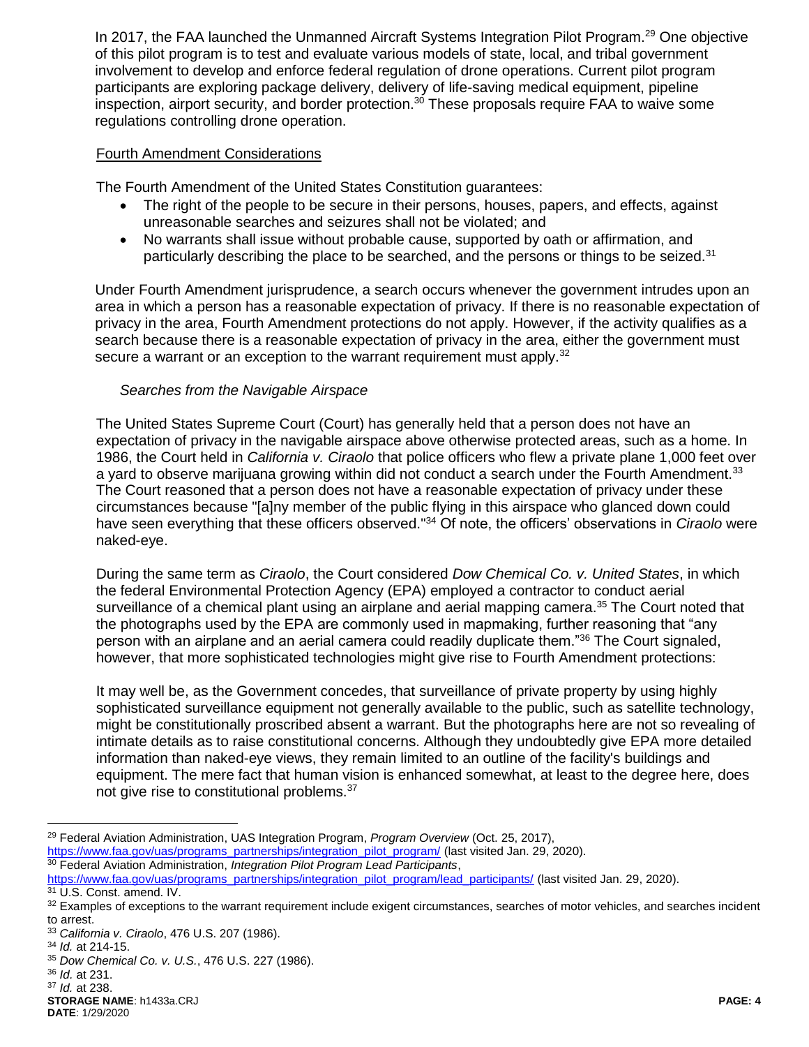In 2017, the FAA launched the Unmanned Aircraft Systems Integration Pilot Program.[29] One objective of this pilot program is to test and evaluate various models of state, local, and tribal government involvement to develop and enforce federal regulation of drone operations. Current pilot program participants are exploring package delivery, delivery of life-saving medical equipment, pipeline inspection, airport security, and border protection.[30] These proposals require FAA to waive some regulations controlling drone operation.

### Fourth Amendment Considerations

The Fourth Amendment of the United States Constitution guarantees:

- The right of the people to be secure in their persons, houses, papers, and effects, against unreasonable searches and seizures shall not be violated; and
- No warrants shall issue without probable cause, supported by oath or affirmation, and particularly describing the place to be searched, and the persons or things to be seized.[31]

Under Fourth Amendment jurisprudence, a search occurs whenever the government intrudes upon an area in which a person has a reasonable expectation of privacy. If there is no reasonable expectation of privacy in the area, Fourth Amendment protections do not apply. However, if the activity qualifies as a search because there is a reasonable expectation of privacy in the area, either the government must secure a warrant or an exception to the warrant requirement must apply.[32]

#### *Searches from the Navigable Airspace*

The United States Supreme Court (Court) has generally held that a person does not have an expectation of privacy in the navigable airspace above otherwise protected areas, such as a home. In 1986, the Court held in *California v. Ciraolo* that police officers who flew a private plane 1,000 feet over a yard to observe marijuana growing within did not conduct a search under the Fourth Amendment.[33] The Court reasoned that a person does not have a reasonable expectation of privacy under these circumstances because "[a]ny member of the public flying in this airspace who glanced down could have seen everything that these officers observed."[34] Of note, the officers' observations in *Ciraolo* were naked-eye.

During the same term as *Ciraolo*, the Court considered *Dow Chemical Co. v. United States*, in which the federal Environmental Protection Agency (EPA) employed a contractor to conduct aerial surveillance of a chemical plant using an airplane and aerial mapping camera.[35] The Court noted that the photographs used by the EPA are commonly used in mapmaking, further reasoning that "any person with an airplane and an aerial camera could readily duplicate them."[36] The Court signaled, however, that more sophisticated technologies might give rise to Fourth Amendment protections:

It may well be, as the Government concedes, that surveillance of private property by using highly sophisticated surveillance equipment not generally available to the public, such as satellite technology, might be constitutionally proscribed absent a warrant. But the photographs here are not so revealing of intimate details as to raise constitutional concerns. Although they undoubtedly give EPA more detailed information than naked-eye views, they remain limited to an outline of the facility's buildings and equipment. The mere fact that human vision is enhanced somewhat, at least to the degree here, does not give rise to constitutional problems.[37]

---

[29] Federal Aviation Administration, UAS Integration Program, *Program Overview* (Oct. 25, 2017), https://www.faa.gov/uas/programs_partnerships/integration_pilot_program/ (last visited Jan. 29, 2020).

[30] Federal Aviation Administration, *Integration Pilot Program Lead Participants*, https://www.faa.gov/uas/programs_partnerships/integration_pilot_program/lead_participants/ (last visited Jan. 29, 2020).

[31] U.S. Const. amend. IV.

[32] Examples of exceptions to the warrant requirement include exigent circumstances, searches of motor vehicles, and searches incident to arrest.

[33] *California v. Ciraolo*, 476 U.S. 207 (1986).

[34] *Id.* at 214-15.

[35] *Dow Chemical Co. v. U.S.*, 476 U.S. 227 (1986).

[36] *Id.* at 231.

[37] *Id.* at 238.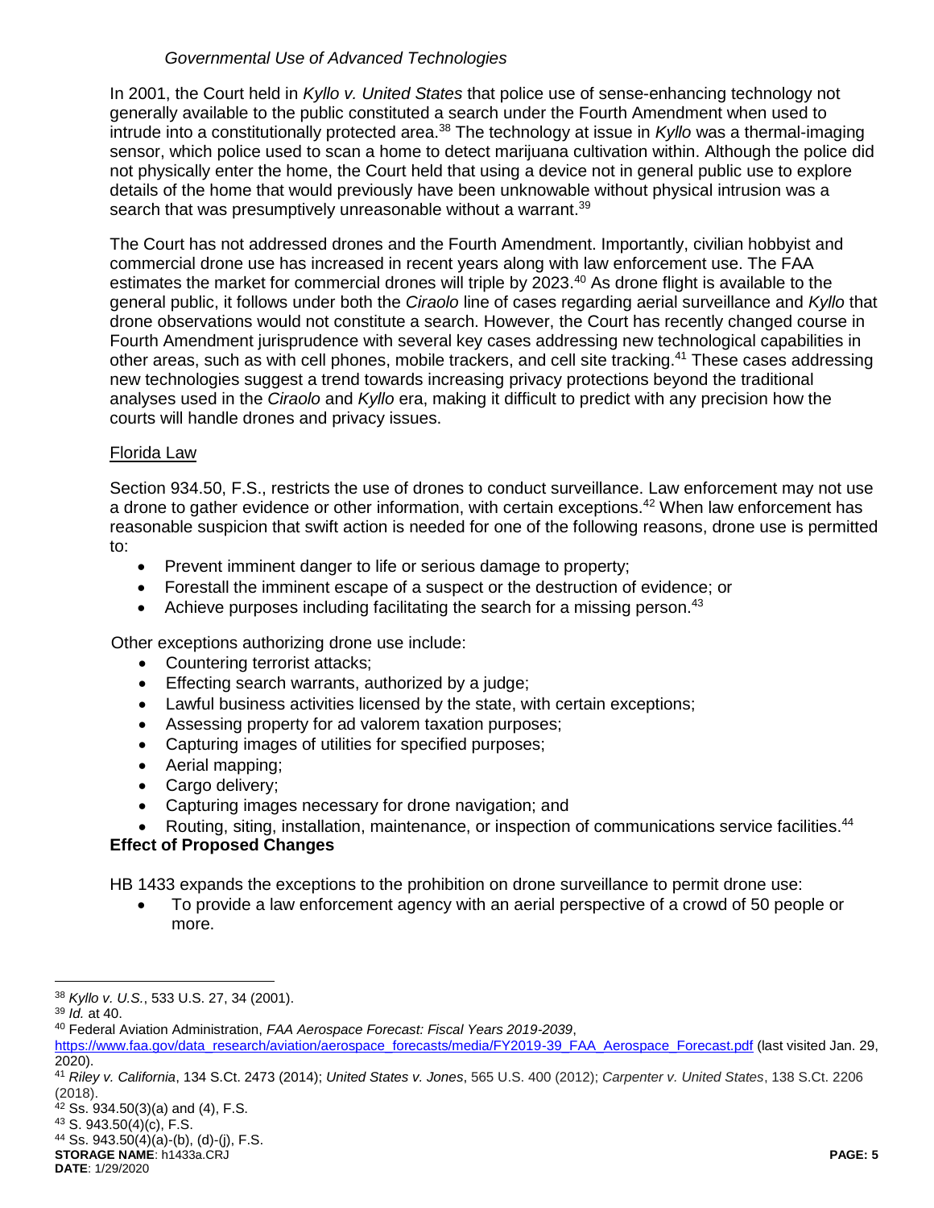*Governmental Use of Advanced Technologies*

In 2001, the Court held in *Kyllo v. United States* that police use of sense-enhancing technology not generally available to the public constituted a search under the Fourth Amendment when used to intrude into a constitutionally protected area.[38] The technology at issue in *Kyllo* was a thermal-imaging sensor, which police used to scan a home to detect marijuana cultivation within. Although the police did not physically enter the home, the Court held that using a device not in general public use to explore details of the home that would previously have been unknowable without physical intrusion was a search that was presumptively unreasonable without a warrant.[39]

The Court has not addressed drones and the Fourth Amendment. Importantly, civilian hobbyist and commercial drone use has increased in recent years along with law enforcement use. The FAA estimates the market for commercial drones will triple by 2023.[40] As drone flight is available to the general public, it follows under both the *Ciraolo* line of cases regarding aerial surveillance and *Kyllo* that drone observations would not constitute a search. However, the Court has recently changed course in Fourth Amendment jurisprudence with several key cases addressing new technological capabilities in other areas, such as with cell phones, mobile trackers, and cell site tracking.[41] These cases addressing new technologies suggest a trend towards increasing privacy protections beyond the traditional analyses used in the *Ciraolo* and *Kyllo* era, making it difficult to predict with any precision how the courts will handle drones and privacy issues.

Florida Law

Section 934.50, F.S., restricts the use of drones to conduct surveillance. Law enforcement may not use a drone to gather evidence or other information, with certain exceptions.[42] When law enforcement has reasonable suspicion that swift action is needed for one of the following reasons, drone use is permitted to:

- Prevent imminent danger to life or serious damage to property;
- Forestall the imminent escape of a suspect or the destruction of evidence; or
- Achieve purposes including facilitating the search for a missing person.[43]

Other exceptions authorizing drone use include:

- Countering terrorist attacks;
- Effecting search warrants, authorized by a judge;
- Lawful business activities licensed by the state, with certain exceptions;
- Assessing property for ad valorem taxation purposes;
- Capturing images of utilities for specified purposes;
- Aerial mapping;
- Cargo delivery;
- Capturing images necessary for drone navigation; and
- Routing, siting, installation, maintenance, or inspection of communications service facilities.[44]

**Effect of Proposed Changes**

HB 1433 expands the exceptions to the prohibition on drone surveillance to permit drone use:

- To provide a law enforcement agency with an aerial perspective of a crowd of 50 people or more.

---

[38] *Kyllo v. U.S.*, 533 U.S. 27, 34 (2001).
[39] *Id.* at 40.
[40] Federal Aviation Administration, *FAA Aerospace Forecast: Fiscal Years 2019-2039*, https://www.faa.gov/data_research/aviation/aerospace_forecasts/media/FY2019-39_FAA_Aerospace_Forecast.pdf (last visited Jan. 29, 2020).
[41] *Riley v. California*, 134 S.Ct. 2473 (2014); *United States v. Jones*, 565 U.S. 400 (2012); *Carpenter v. United States*, 138 S.Ct. 2206 (2018).
[42] Ss. 934.50(3)(a) and (4), F.S.
[43] S. 943.50(4)(c), F.S.
[44] Ss. 943.50(4)(a)-(b), (d)-(j), F.S.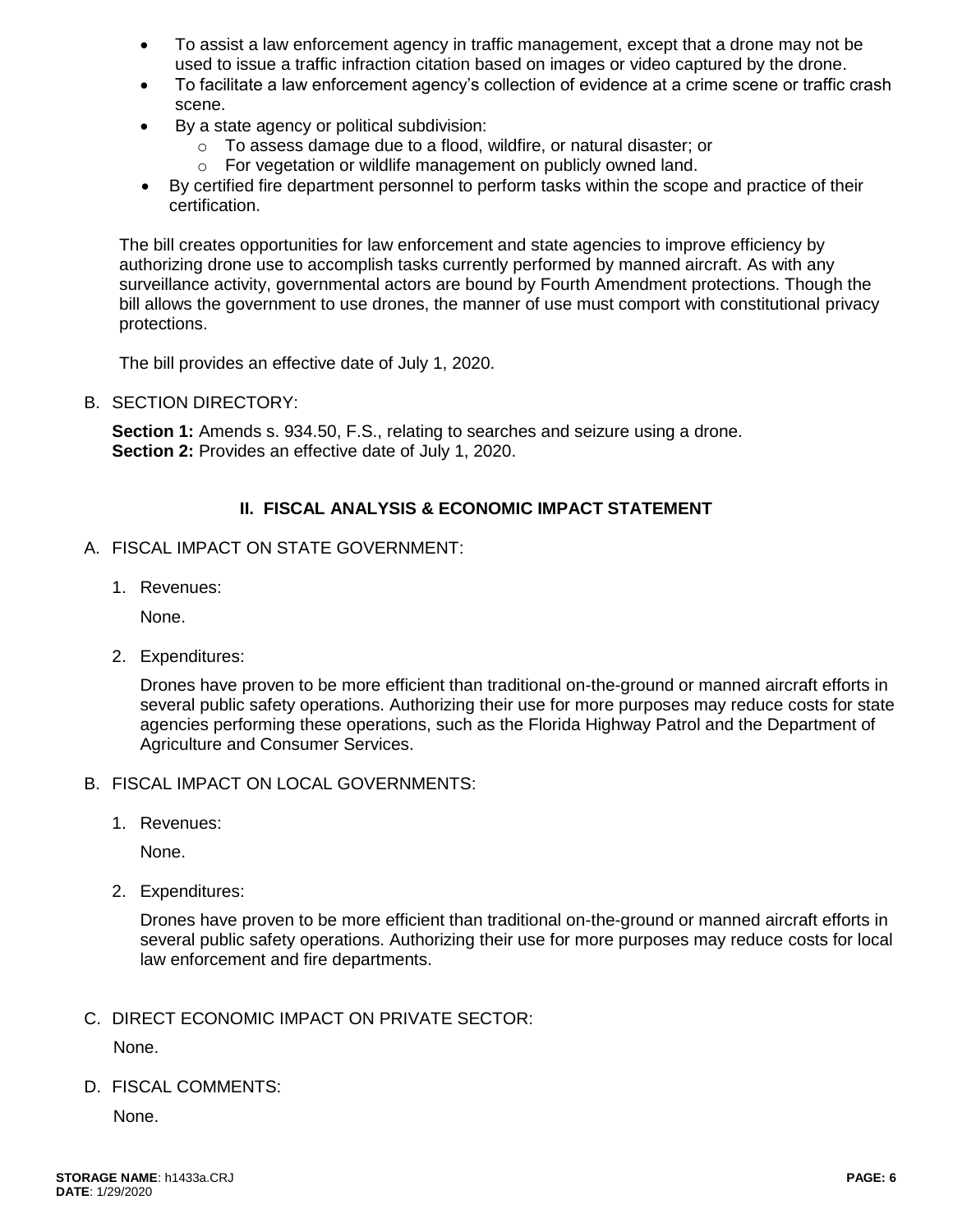- To assist a law enforcement agency in traffic management, except that a drone may not be used to issue a traffic infraction citation based on images or video captured by the drone.
- To facilitate a law enforcement agency's collection of evidence at a crime scene or traffic crash scene.
- By a state agency or political subdivision:
  - To assess damage due to a flood, wildfire, or natural disaster; or
  - For vegetation or wildlife management on publicly owned land.
- By certified fire department personnel to perform tasks within the scope and practice of their certification.

The bill creates opportunities for law enforcement and state agencies to improve efficiency by authorizing drone use to accomplish tasks currently performed by manned aircraft. As with any surveillance activity, governmental actors are bound by Fourth Amendment protections. Though the bill allows the government to use drones, the manner of use must comport with constitutional privacy protections.

The bill provides an effective date of July 1, 2020.

B. SECTION DIRECTORY:

**Section 1:** Amends s. 934.50, F.S., relating to searches and seizure using a drone.
**Section 2:** Provides an effective date of July 1, 2020.

## II. FISCAL ANALYSIS & ECONOMIC IMPACT STATEMENT

A. FISCAL IMPACT ON STATE GOVERNMENT:

1. Revenues:

   None.

2. Expenditures:

   Drones have proven to be more efficient than traditional on-the-ground or manned aircraft efforts in several public safety operations. Authorizing their use for more purposes may reduce costs for state agencies performing these operations, such as the Florida Highway Patrol and the Department of Agriculture and Consumer Services.

B. FISCAL IMPACT ON LOCAL GOVERNMENTS:

1. Revenues:

   None.

2. Expenditures:

   Drones have proven to be more efficient than traditional on-the-ground or manned aircraft efforts in several public safety operations. Authorizing their use for more purposes may reduce costs for local law enforcement and fire departments.

C. DIRECT ECONOMIC IMPACT ON PRIVATE SECTOR:

None.

D. FISCAL COMMENTS:

None.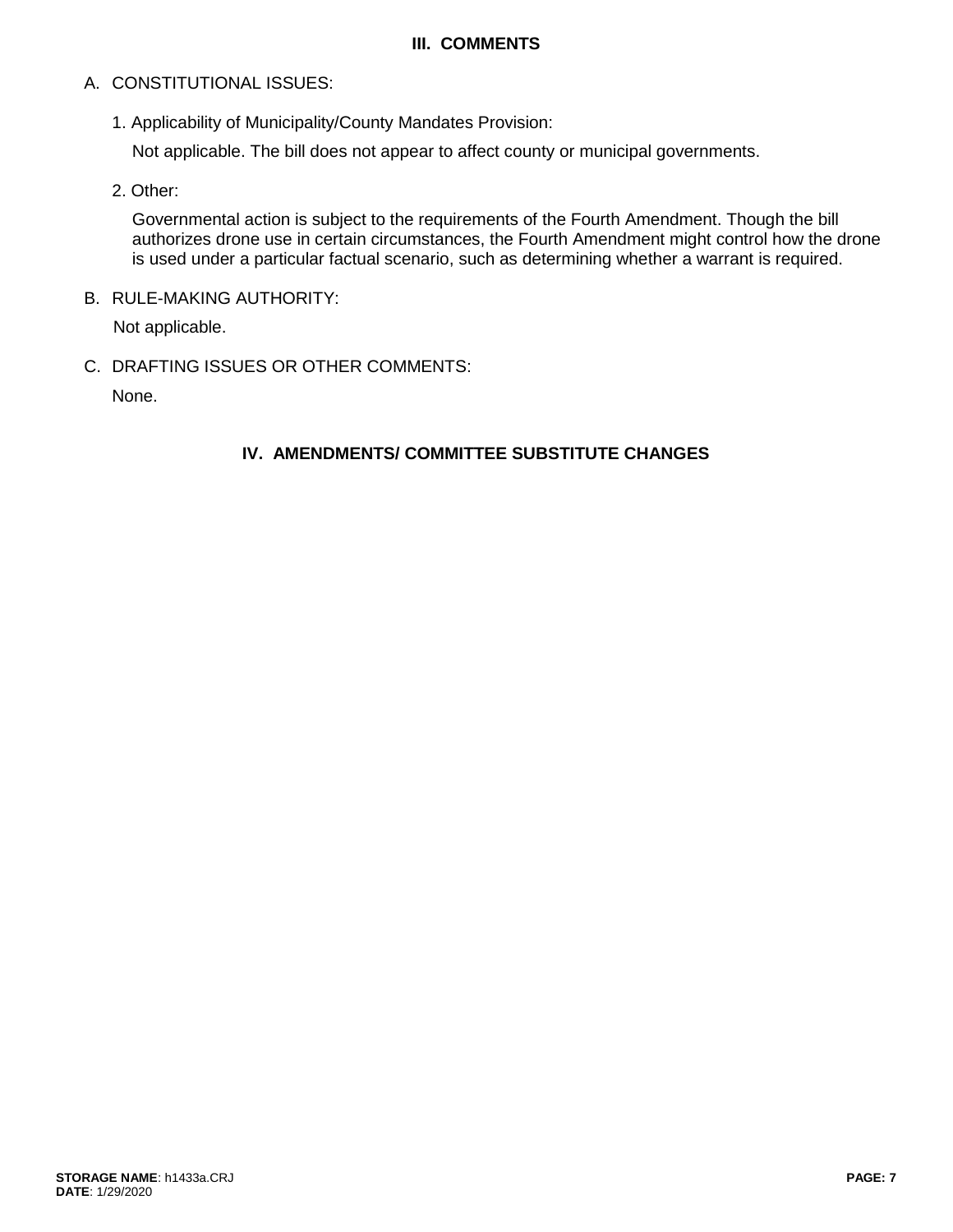## III. COMMENTS

A. CONSTITUTIONAL ISSUES:

1. Applicability of Municipality/County Mandates Provision:

   Not applicable. The bill does not appear to affect county or municipal governments.

2. Other:

   Governmental action is subject to the requirements of the Fourth Amendment. Though the bill authorizes drone use in certain circumstances, the Fourth Amendment might control how the drone is used under a particular factual scenario, such as determining whether a warrant is required.

B. RULE-MAKING AUTHORITY:

   Not applicable.

C. DRAFTING ISSUES OR OTHER COMMENTS:

   None.

## IV. AMENDMENTS/ COMMITTEE SUBSTITUTE CHANGES